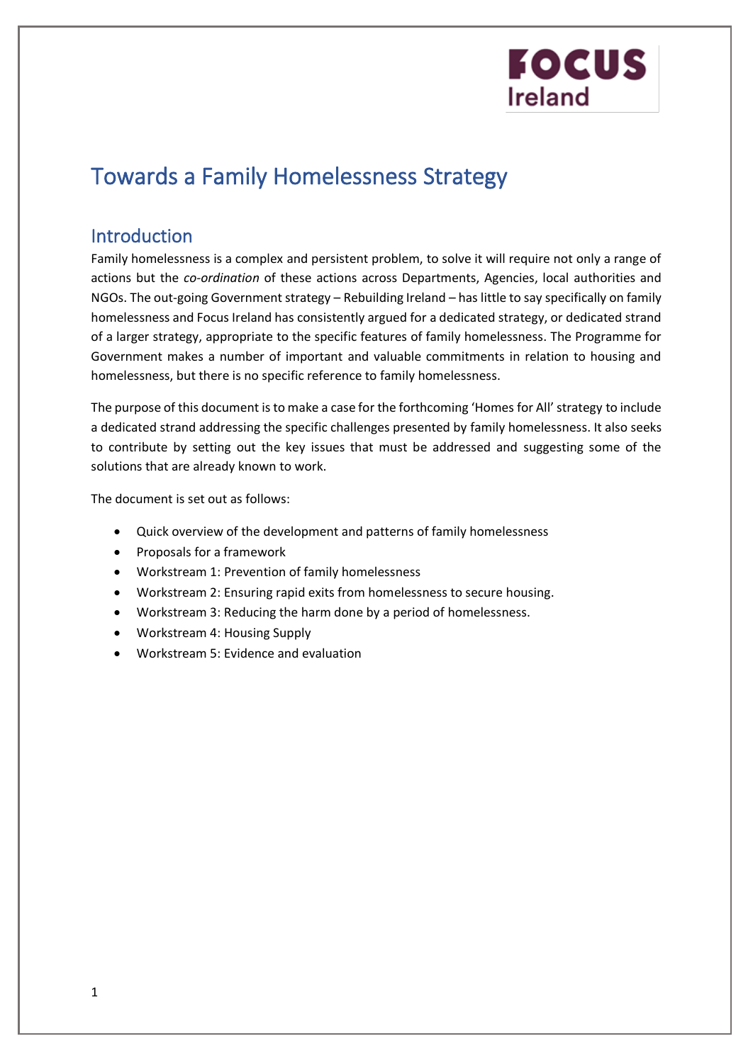# Towards a Family Homelessness Strategy

## Introduction

Family homelessness is a complex and persistent problem, to solve it will require not only a range of actions but the *co-ordination* of these actions across Departments, Agencies, local authorities and NGOs. The out-going Government strategy – Rebuilding Ireland – has little to say specifically on family homelessness and Focus Ireland has consistently argued for a dedicated strategy, or dedicated strand of a larger strategy, appropriate to the specific features of family homelessness. The Programme for Government makes a number of important and valuable commitments in relation to housing and homelessness, but there is no specific reference to family homelessness.

The purpose of this document is to make a case for the forthcoming 'Homes for All' strategy to include a dedicated strand addressing the specific challenges presented by family homelessness. It also seeks to contribute by setting out the key issues that must be addressed and suggesting some of the solutions that are already known to work.

The document is set out as follows:

- Quick overview of the development and patterns of family homelessness
- Proposals for a framework
- Workstream 1: Prevention of family homelessness
- Workstream 2: Ensuring rapid exits from homelessness to secure housing.
- Workstream 3: Reducing the harm done by a period of homelessness.
- Workstream 4: Housing Supply
- Workstream 5: Evidence and evaluation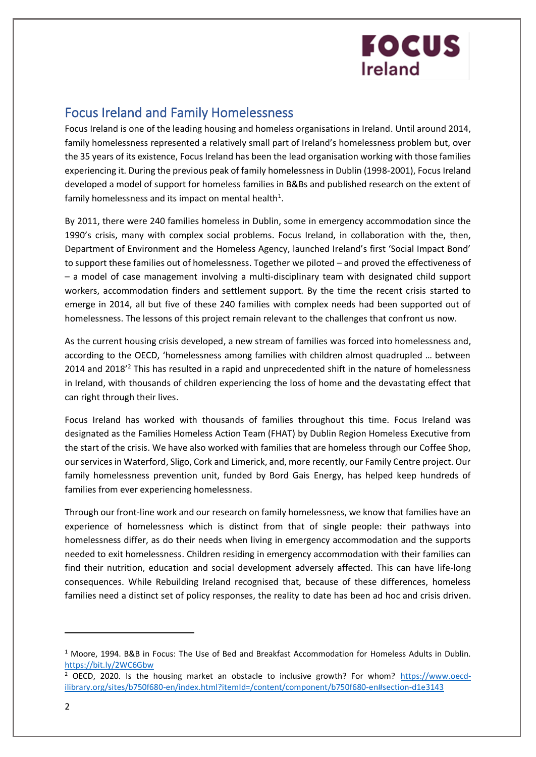## Focus Ireland and Family Homelessness

Focus Ireland is one of the leading housing and homeless organisations in Ireland. Until around 2014, family homelessness represented a relatively small part of Ireland's homelessness problem but, over the 35 years of its existence, Focus Ireland has been the lead organisation working with those families experiencing it. During the previous peak of family homelessness in Dublin (1998-2001), Focus Ireland developed a model of support for homeless families in B&Bs and published research on the extent of family homelessness and its impact on mental health[1].

By 2011, there were 240 families homeless in Dublin, some in emergency accommodation since the 1990's crisis, many with complex social problems. Focus Ireland, in collaboration with the, then, Department of Environment and the Homeless Agency, launched Ireland's first 'Social Impact Bond' to support these families out of homelessness. Together we piloted – and proved the effectiveness of – a model of case management involving a multi-disciplinary team with designated child support workers, accommodation finders and settlement support. By the time the recent crisis started to emerge in 2014, all but five of these 240 families with complex needs had been supported out of homelessness. The lessons of this project remain relevant to the challenges that confront us now.

As the current housing crisis developed, a new stream of families was forced into homelessness and, according to the OECD, 'homelessness among families with children almost quadrupled … between 2014 and 2018'[2] This has resulted in a rapid and unprecedented shift in the nature of homelessness in Ireland, with thousands of children experiencing the loss of home and the devastating effect that can right through their lives.

Focus Ireland has worked with thousands of families throughout this time. Focus Ireland was designated as the Families Homeless Action Team (FHAT) by Dublin Region Homeless Executive from the start of the crisis. We have also worked with families that are homeless through our Coffee Shop, our services in Waterford, Sligo, Cork and Limerick, and, more recently, our Family Centre project. Our family homelessness prevention unit, funded by Bord Gais Energy, has helped keep hundreds of families from ever experiencing homelessness.

Through our front-line work and our research on family homelessness, we know that families have an experience of homelessness which is distinct from that of single people: their pathways into homelessness differ, as do their needs when living in emergency accommodation and the supports needed to exit homelessness. Children residing in emergency accommodation with their families can find their nutrition, education and social development adversely affected. This can have life-long consequences. While Rebuilding Ireland recognised that, because of these differences, homeless families need a distinct set of policy responses, the reality to date has been ad hoc and crisis driven.

---

[1] Moore, 1994. B&B in Focus: The Use of Bed and Breakfast Accommodation for Homeless Adults in Dublin. https://bit.ly/2WC6Gbw

[2] OECD, 2020. Is the housing market an obstacle to inclusive growth? For whom? https://www.oecd-ilibrary.org/sites/b750f680-en/index.html?itemId=/content/component/b750f680-en#section-d1e3143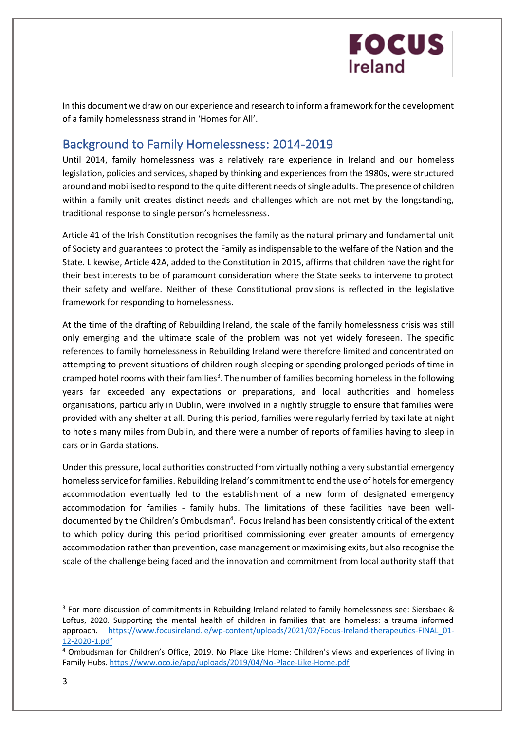In this document we draw on our experience and research to inform a framework for the development of a family homelessness strand in 'Homes for All'.

## Background to Family Homelessness: 2014-2019

Until 2014, family homelessness was a relatively rare experience in Ireland and our homeless legislation, policies and services, shaped by thinking and experiences from the 1980s, were structured around and mobilised to respond to the quite different needs of single adults. The presence of children within a family unit creates distinct needs and challenges which are not met by the longstanding, traditional response to single person's homelessness.

Article 41 of the Irish Constitution recognises the family as the natural primary and fundamental unit of Society and guarantees to protect the Family as indispensable to the welfare of the Nation and the State. Likewise, Article 42A, added to the Constitution in 2015, affirms that children have the right for their best interests to be of paramount consideration where the State seeks to intervene to protect their safety and welfare. Neither of these Constitutional provisions is reflected in the legislative framework for responding to homelessness.

At the time of the drafting of Rebuilding Ireland, the scale of the family homelessness crisis was still only emerging and the ultimate scale of the problem was not yet widely foreseen. The specific references to family homelessness in Rebuilding Ireland were therefore limited and concentrated on attempting to prevent situations of children rough-sleeping or spending prolonged periods of time in cramped hotel rooms with their families[3]. The number of families becoming homeless in the following years far exceeded any expectations or preparations, and local authorities and homeless organisations, particularly in Dublin, were involved in a nightly struggle to ensure that families were provided with any shelter at all. During this period, families were regularly ferried by taxi late at night to hotels many miles from Dublin, and there were a number of reports of families having to sleep in cars or in Garda stations.

Under this pressure, local authorities constructed from virtually nothing a very substantial emergency homeless service for families. Rebuilding Ireland's commitment to end the use of hotels for emergency accommodation eventually led to the establishment of a new form of designated emergency accommodation for families - family hubs. The limitations of these facilities have been well-documented by the Children's Ombudsman[4]. Focus Ireland has been consistently critical of the extent to which policy during this period prioritised commissioning ever greater amounts of emergency accommodation rather than prevention, case management or maximising exits, but also recognise the scale of the challenge being faced and the innovation and commitment from local authority staff that

---

[3] For more discussion of commitments in Rebuilding Ireland related to family homelessness see: Siersbaek & Loftus, 2020. Supporting the mental health of children in families that are homeless: a trauma informed approach. https://www.focusireland.ie/wp-content/uploads/2021/02/Focus-Ireland-therapeutics-FINAL_01-12-2020-1.pdf

[4] Ombudsman for Children's Office, 2019. No Place Like Home: Children's views and experiences of living in Family Hubs. https://www.oco.ie/app/uploads/2019/04/No-Place-Like-Home.pdf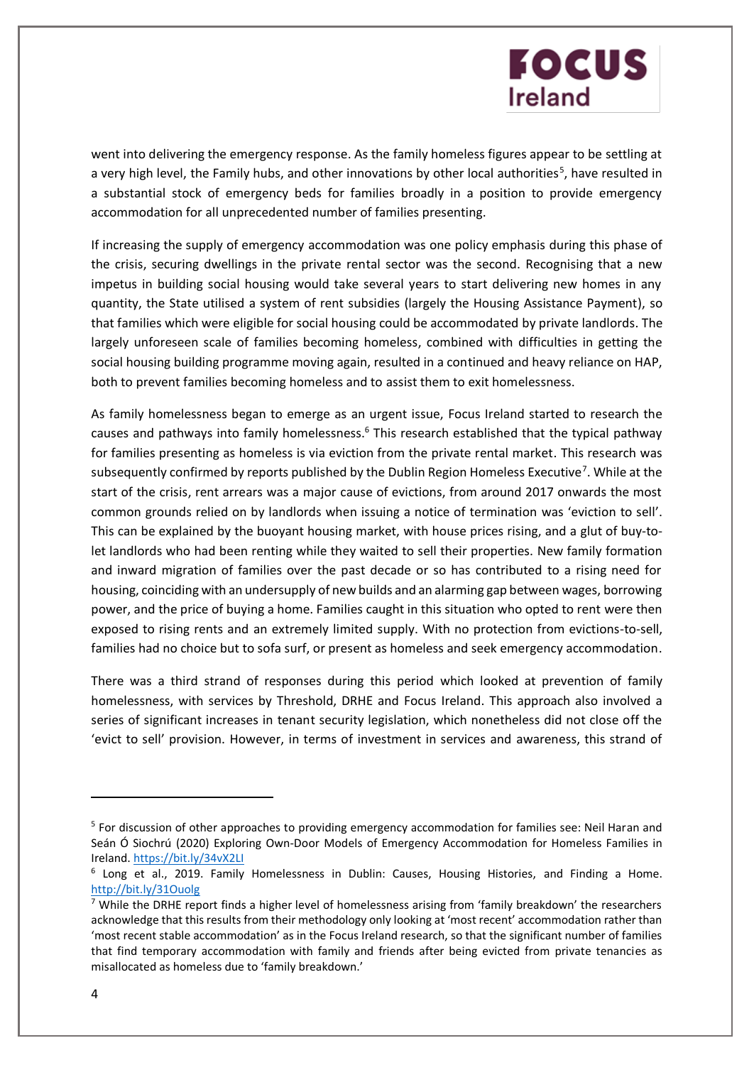went into delivering the emergency response. As the family homeless figures appear to be settling at a very high level, the Family hubs, and other innovations by other local authorities[5], have resulted in a substantial stock of emergency beds for families broadly in a position to provide emergency accommodation for all unprecedented number of families presenting.

If increasing the supply of emergency accommodation was one policy emphasis during this phase of the crisis, securing dwellings in the private rental sector was the second. Recognising that a new impetus in building social housing would take several years to start delivering new homes in any quantity, the State utilised a system of rent subsidies (largely the Housing Assistance Payment), so that families which were eligible for social housing could be accommodated by private landlords. The largely unforeseen scale of families becoming homeless, combined with difficulties in getting the social housing building programme moving again, resulted in a continued and heavy reliance on HAP, both to prevent families becoming homeless and to assist them to exit homelessness.

As family homelessness began to emerge as an urgent issue, Focus Ireland started to research the causes and pathways into family homelessness.[6] This research established that the typical pathway for families presenting as homeless is via eviction from the private rental market. This research was subsequently confirmed by reports published by the Dublin Region Homeless Executive[7]. While at the start of the crisis, rent arrears was a major cause of evictions, from around 2017 onwards the most common grounds relied on by landlords when issuing a notice of termination was 'eviction to sell'. This can be explained by the buoyant housing market, with house prices rising, and a glut of buy-to-let landlords who had been renting while they waited to sell their properties. New family formation and inward migration of families over the past decade or so has contributed to a rising need for housing, coinciding with an undersupply of new builds and an alarming gap between wages, borrowing power, and the price of buying a home. Families caught in this situation who opted to rent were then exposed to rising rents and an extremely limited supply. With no protection from evictions-to-sell, families had no choice but to sofa surf, or present as homeless and seek emergency accommodation.

There was a third strand of responses during this period which looked at prevention of family homelessness, with services by Threshold, DRHE and Focus Ireland. This approach also involved a series of significant increases in tenant security legislation, which nonetheless did not close off the 'evict to sell' provision. However, in terms of investment in services and awareness, this strand of

---

[5] For discussion of other approaches to providing emergency accommodation for families see: Neil Haran and Seán Ó Siochrú (2020) Exploring Own-Door Models of Emergency Accommodation for Homeless Families in Ireland. https://bit.ly/34vX2LI

[6] Long et al., 2019. Family Homelessness in Dublin: Causes, Housing Histories, and Finding a Home. http://bit.ly/31Ouolg

[7] While the DRHE report finds a higher level of homelessness arising from 'family breakdown' the researchers acknowledge that this results from their methodology only looking at 'most recent' accommodation rather than 'most recent stable accommodation' as in the Focus Ireland research, so that the significant number of families that find temporary accommodation with family and friends after being evicted from private tenancies as misallocated as homeless due to 'family breakdown.'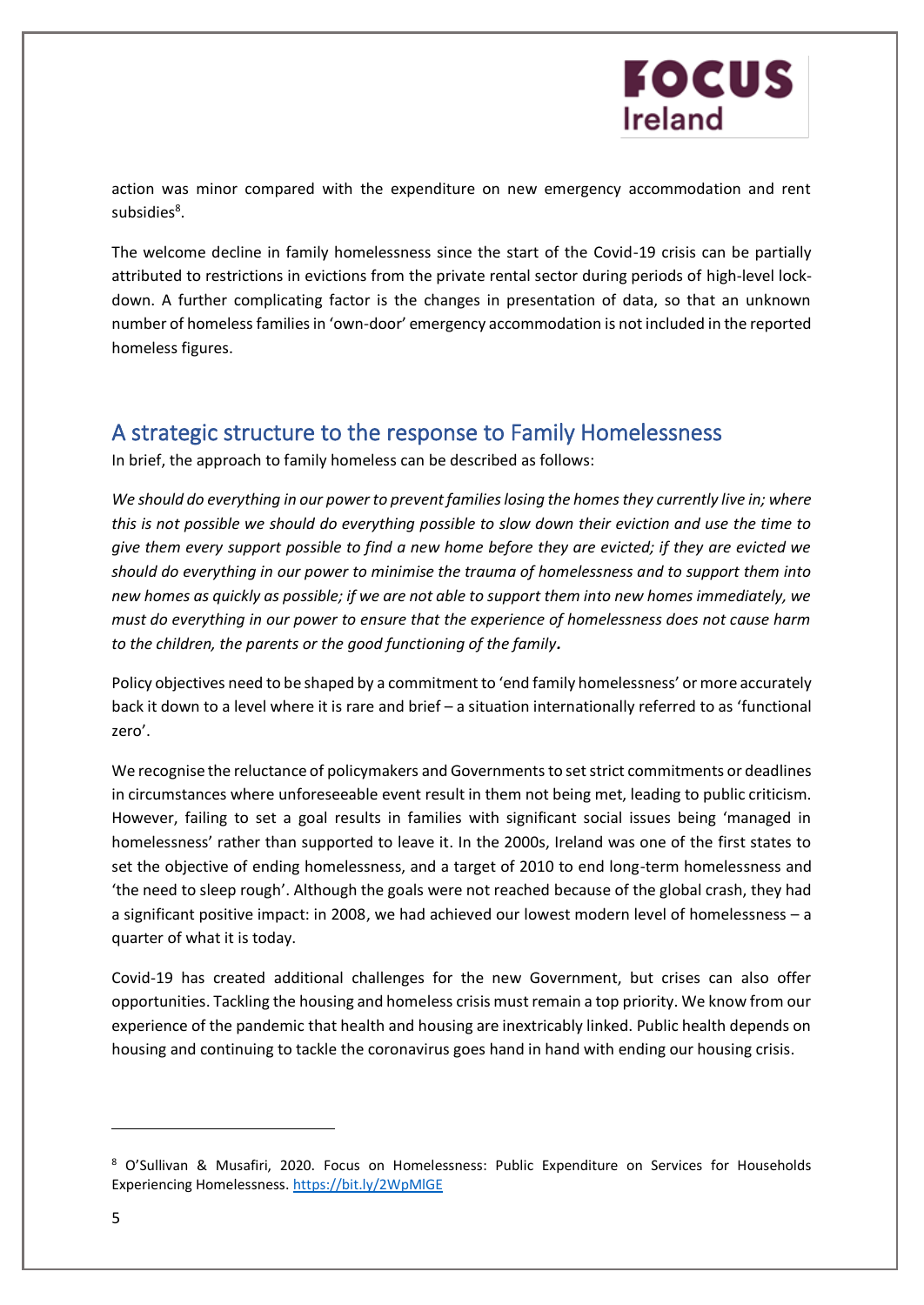action was minor compared with the expenditure on new emergency accommodation and rent subsidies[8].

The welcome decline in family homelessness since the start of the Covid-19 crisis can be partially attributed to restrictions in evictions from the private rental sector during periods of high-level lock-down. A further complicating factor is the changes in presentation of data, so that an unknown number of homeless families in 'own-door' emergency accommodation is not included in the reported homeless figures.

## A strategic structure to the response to Family Homelessness

In brief, the approach to family homeless can be described as follows:

*We should do everything in our power to prevent families losing the homes they currently live in; where this is not possible we should do everything possible to slow down their eviction and use the time to give them every support possible to find a new home before they are evicted; if they are evicted we should do everything in our power to minimise the trauma of homelessness and to support them into new homes as quickly as possible; if we are not able to support them into new homes immediately, we must do everything in our power to ensure that the experience of homelessness does not cause harm to the children, the parents or the good functioning of the family.*

Policy objectives need to be shaped by a commitment to 'end family homelessness' or more accurately back it down to a level where it is rare and brief – a situation internationally referred to as 'functional zero'.

We recognise the reluctance of policymakers and Governments to set strict commitments or deadlines in circumstances where unforeseeable event result in them not being met, leading to public criticism. However, failing to set a goal results in families with significant social issues being 'managed in homelessness' rather than supported to leave it. In the 2000s, Ireland was one of the first states to set the objective of ending homelessness, and a target of 2010 to end long-term homelessness and 'the need to sleep rough'. Although the goals were not reached because of the global crash, they had a significant positive impact: in 2008, we had achieved our lowest modern level of homelessness – a quarter of what it is today.

Covid-19 has created additional challenges for the new Government, but crises can also offer opportunities. Tackling the housing and homeless crisis must remain a top priority. We know from our experience of the pandemic that health and housing are inextricably linked. Public health depends on housing and continuing to tackle the coronavirus goes hand in hand with ending our housing crisis.

---

[8] O'Sullivan & Musafiri, 2020. Focus on Homelessness: Public Expenditure on Services for Households Experiencing Homelessness. https://bit.ly/2WpMlGE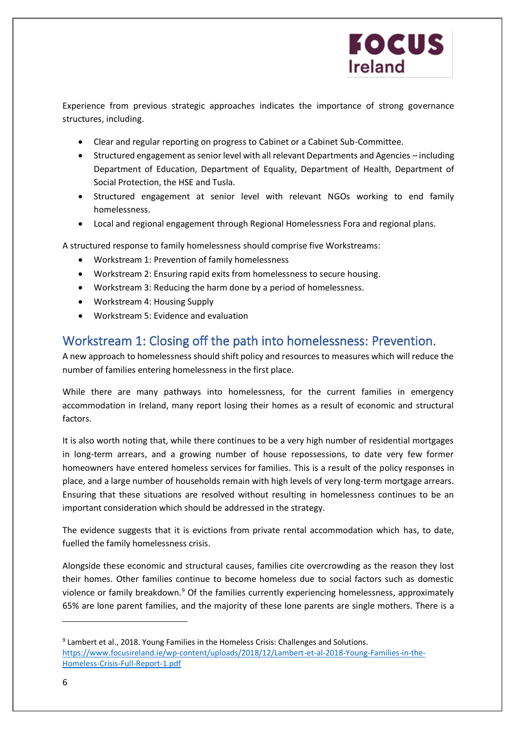Experience from previous strategic approaches indicates the importance of strong governance structures, including.

- Clear and regular reporting on progress to Cabinet or a Cabinet Sub-Committee.
- Structured engagement as senior level with all relevant Departments and Agencies – including Department of Education, Department of Equality, Department of Health, Department of Social Protection, the HSE and Tusla.
- Structured engagement at senior level with relevant NGOs working to end family homelessness.
- Local and regional engagement through Regional Homelessness Fora and regional plans.

A structured response to family homelessness should comprise five Workstreams:

- Workstream 1: Prevention of family homelessness
- Workstream 2: Ensuring rapid exits from homelessness to secure housing.
- Workstream 3: Reducing the harm done by a period of homelessness.
- Workstream 4: Housing Supply
- Workstream 5: Evidence and evaluation

## Workstream 1: Closing off the path into homelessness: Prevention.

A new approach to homelessness should shift policy and resources to measures which will reduce the number of families entering homelessness in the first place.

While there are many pathways into homelessness, for the current families in emergency accommodation in Ireland, many report losing their homes as a result of economic and structural factors.

It is also worth noting that, while there continues to be a very high number of residential mortgages in long-term arrears, and a growing number of house repossessions, to date very few former homeowners have entered homeless services for families. This is a result of the policy responses in place, and a large number of households remain with high levels of very long-term mortgage arrears. Ensuring that these situations are resolved without resulting in homelessness continues to be an important consideration which should be addressed in the strategy.

The evidence suggests that it is evictions from private rental accommodation which has, to date, fuelled the family homelessness crisis.

Alongside these economic and structural causes, families cite overcrowding as the reason they lost their homes. Other families continue to become homeless due to social factors such as domestic violence or family breakdown.[9] Of the families currently experiencing homelessness, approximately 65% are lone parent families, and the majority of these lone parents are single mothers. There is a

---

[9] Lambert et al., 2018. Young Families in the Homeless Crisis: Challenges and Solutions. https://www.focusireland.ie/wp-content/uploads/2018/12/Lambert-et-al-2018-Young-Families-in-the-Homeless-Crisis-Full-Report-1.pdf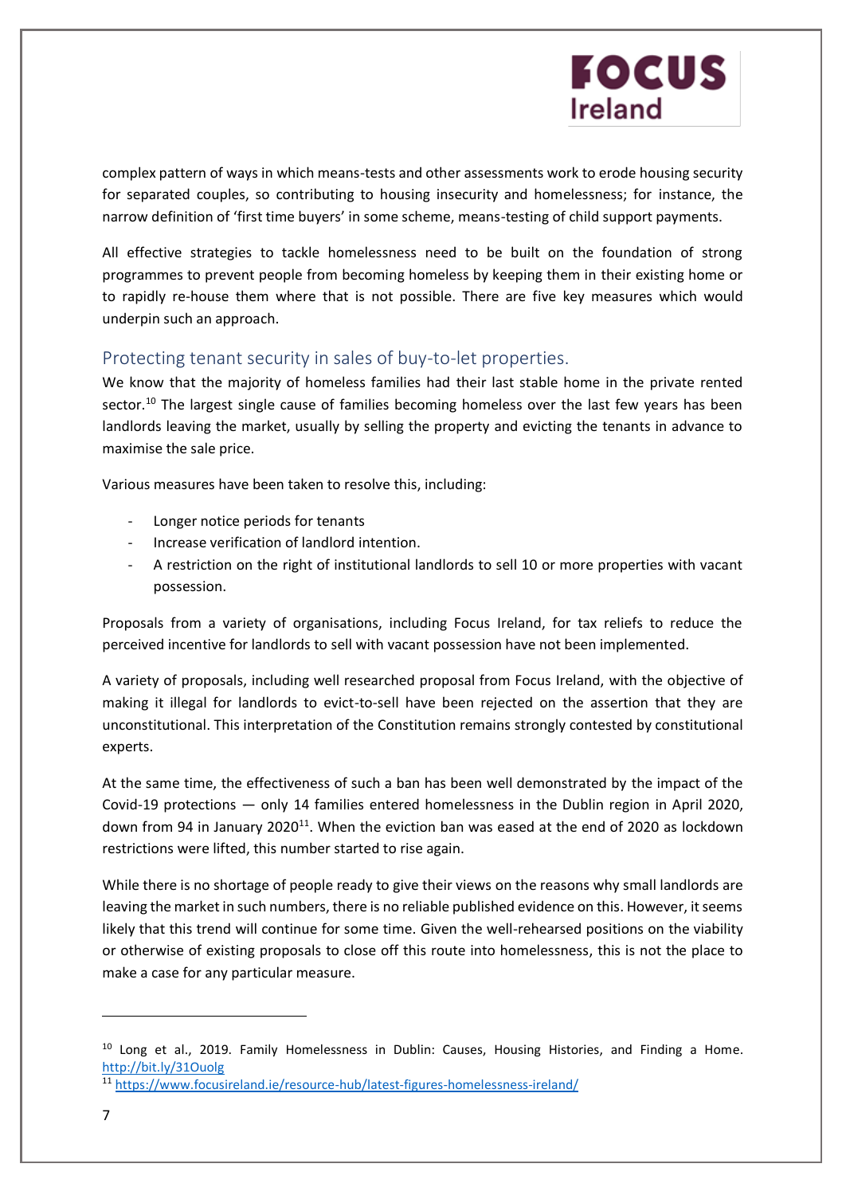complex pattern of ways in which means-tests and other assessments work to erode housing security for separated couples, so contributing to housing insecurity and homelessness; for instance, the narrow definition of 'first time buyers' in some scheme, means-testing of child support payments.

All effective strategies to tackle homelessness need to be built on the foundation of strong programmes to prevent people from becoming homeless by keeping them in their existing home or to rapidly re-house them where that is not possible. There are five key measures which would underpin such an approach.

## Protecting tenant security in sales of buy-to-let properties.

We know that the majority of homeless families had their last stable home in the private rented sector.[10] The largest single cause of families becoming homeless over the last few years has been landlords leaving the market, usually by selling the property and evicting the tenants in advance to maximise the sale price.

Various measures have been taken to resolve this, including:

- Longer notice periods for tenants
- Increase verification of landlord intention.
- A restriction on the right of institutional landlords to sell 10 or more properties with vacant possession.

Proposals from a variety of organisations, including Focus Ireland, for tax reliefs to reduce the perceived incentive for landlords to sell with vacant possession have not been implemented.

A variety of proposals, including well researched proposal from Focus Ireland, with the objective of making it illegal for landlords to evict-to-sell have been rejected on the assertion that they are unconstitutional. This interpretation of the Constitution remains strongly contested by constitutional experts.

At the same time, the effectiveness of such a ban has been well demonstrated by the impact of the Covid-19 protections — only 14 families entered homelessness in the Dublin region in April 2020, down from 94 in January 2020[11]. When the eviction ban was eased at the end of 2020 as lockdown restrictions were lifted, this number started to rise again.

While there is no shortage of people ready to give their views on the reasons why small landlords are leaving the market in such numbers, there is no reliable published evidence on this. However, it seems likely that this trend will continue for some time. Given the well-rehearsed positions on the viability or otherwise of existing proposals to close off this route into homelessness, this is not the place to make a case for any particular measure.

---

[10] Long et al., 2019. Family Homelessness in Dublin: Causes, Housing Histories, and Finding a Home. http://bit.ly/31Ouolg

[11] https://www.focusireland.ie/resource-hub/latest-figures-homelessness-ireland/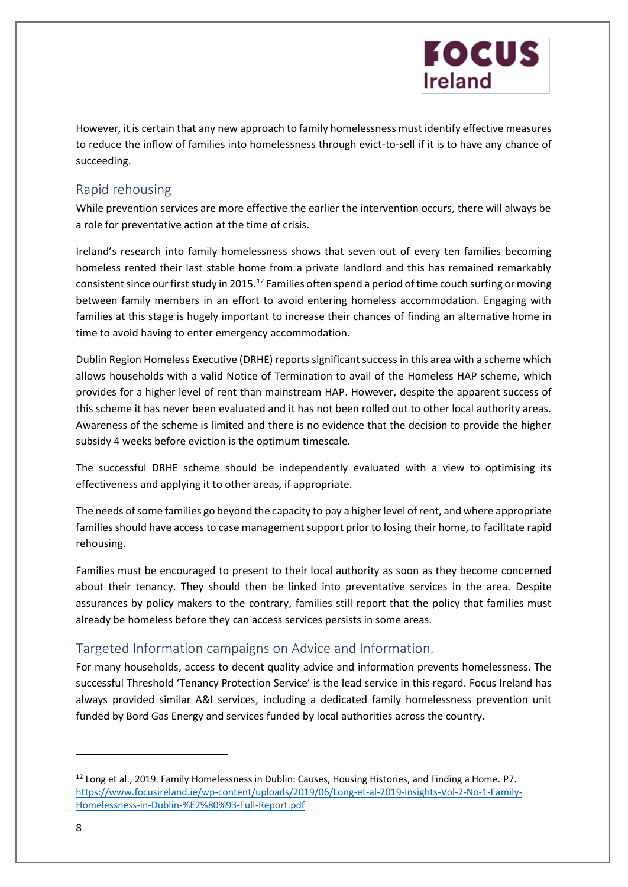However, it is certain that any new approach to family homelessness must identify effective measures to reduce the inflow of families into homelessness through evict-to-sell if it is to have any chance of succeeding.

## Rapid rehousing

While prevention services are more effective the earlier the intervention occurs, there will always be a role for preventative action at the time of crisis.

Ireland's research into family homelessness shows that seven out of every ten families becoming homeless rented their last stable home from a private landlord and this has remained remarkably consistent since our first study in 2015.[12] Families often spend a period of time couch surfing or moving between family members in an effort to avoid entering homeless accommodation. Engaging with families at this stage is hugely important to increase their chances of finding an alternative home in time to avoid having to enter emergency accommodation.

Dublin Region Homeless Executive (DRHE) reports significant success in this area with a scheme which allows households with a valid Notice of Termination to avail of the Homeless HAP scheme, which provides for a higher level of rent than mainstream HAP. However, despite the apparent success of this scheme it has never been evaluated and it has not been rolled out to other local authority areas. Awareness of the scheme is limited and there is no evidence that the decision to provide the higher subsidy 4 weeks before eviction is the optimum timescale.

The successful DRHE scheme should be independently evaluated with a view to optimising its effectiveness and applying it to other areas, if appropriate.

The needs of some families go beyond the capacity to pay a higher level of rent, and where appropriate families should have access to case management support prior to losing their home, to facilitate rapid rehousing.

Families must be encouraged to present to their local authority as soon as they become concerned about their tenancy. They should then be linked into preventative services in the area. Despite assurances by policy makers to the contrary, families still report that the policy that families must already be homeless before they can access services persists in some areas.

## Targeted Information campaigns on Advice and Information.

For many households, access to decent quality advice and information prevents homelessness. The successful Threshold 'Tenancy Protection Service' is the lead service in this regard. Focus Ireland has always provided similar A&I services, including a dedicated family homelessness prevention unit funded by Bord Gas Energy and services funded by local authorities across the country.

---

[12] Long et al., 2019. Family Homelessness in Dublin: Causes, Housing Histories, and Finding a Home. P7. https://www.focusireland.ie/wp-content/uploads/2019/06/Long-et-al-2019-Insights-Vol-2-No-1-Family-Homelessness-in-Dublin-%E2%80%93-Full-Report.pdf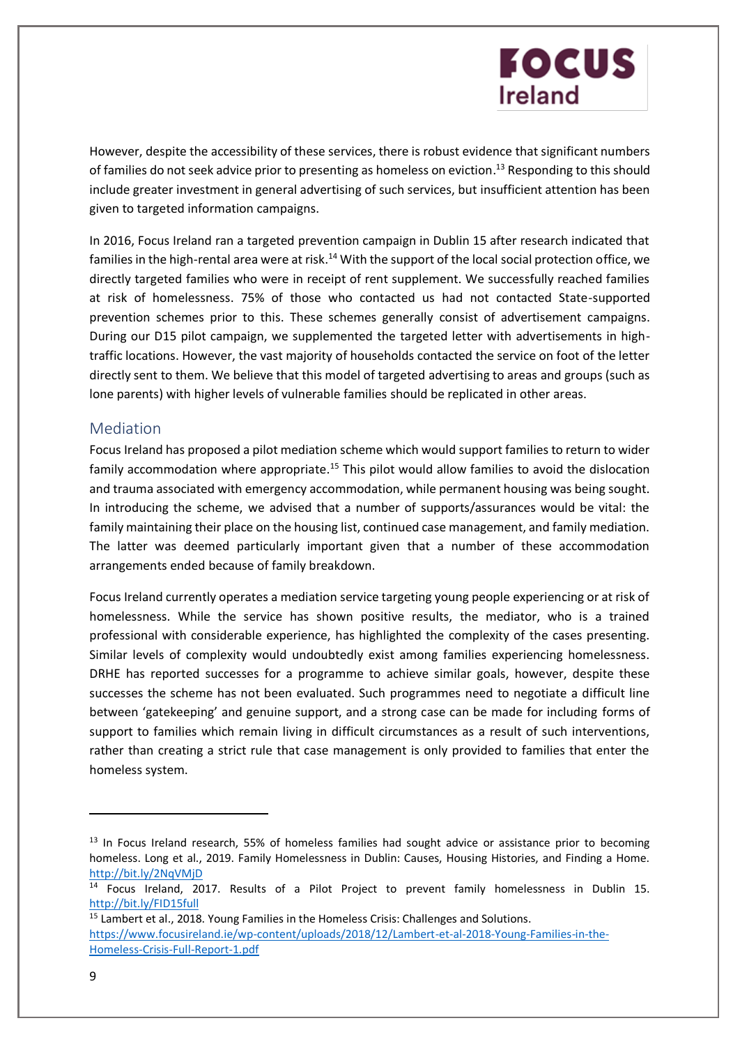However, despite the accessibility of these services, there is robust evidence that significant numbers of families do not seek advice prior to presenting as homeless on eviction.[13] Responding to this should include greater investment in general advertising of such services, but insufficient attention has been given to targeted information campaigns.

In 2016, Focus Ireland ran a targeted prevention campaign in Dublin 15 after research indicated that families in the high-rental area were at risk.[14] With the support of the local social protection office, we directly targeted families who were in receipt of rent supplement. We successfully reached families at risk of homelessness. 75% of those who contacted us had not contacted State-supported prevention schemes prior to this. These schemes generally consist of advertisement campaigns. During our D15 pilot campaign, we supplemented the targeted letter with advertisements in high-traffic locations. However, the vast majority of households contacted the service on foot of the letter directly sent to them. We believe that this model of targeted advertising to areas and groups (such as lone parents) with higher levels of vulnerable families should be replicated in other areas.

## Mediation

Focus Ireland has proposed a pilot mediation scheme which would support families to return to wider family accommodation where appropriate.[15] This pilot would allow families to avoid the dislocation and trauma associated with emergency accommodation, while permanent housing was being sought. In introducing the scheme, we advised that a number of supports/assurances would be vital: the family maintaining their place on the housing list, continued case management, and family mediation. The latter was deemed particularly important given that a number of these accommodation arrangements ended because of family breakdown.

Focus Ireland currently operates a mediation service targeting young people experiencing or at risk of homelessness. While the service has shown positive results, the mediator, who is a trained professional with considerable experience, has highlighted the complexity of the cases presenting. Similar levels of complexity would undoubtedly exist among families experiencing homelessness. DRHE has reported successes for a programme to achieve similar goals, however, despite these successes the scheme has not been evaluated. Such programmes need to negotiate a difficult line between 'gatekeeping' and genuine support, and a strong case can be made for including forms of support to families which remain living in difficult circumstances as a result of such interventions, rather than creating a strict rule that case management is only provided to families that enter the homeless system.

---

[13] In Focus Ireland research, 55% of homeless families had sought advice or assistance prior to becoming homeless. Long et al., 2019. Family Homelessness in Dublin: Causes, Housing Histories, and Finding a Home. http://bit.ly/2NqVMjD

[14] Focus Ireland, 2017. Results of a Pilot Project to prevent family homelessness in Dublin 15. http://bit.ly/FID15full

[15] Lambert et al., 2018. Young Families in the Homeless Crisis: Challenges and Solutions. https://www.focusireland.ie/wp-content/uploads/2018/12/Lambert-et-al-2018-Young-Families-in-the-Homeless-Crisis-Full-Report-1.pdf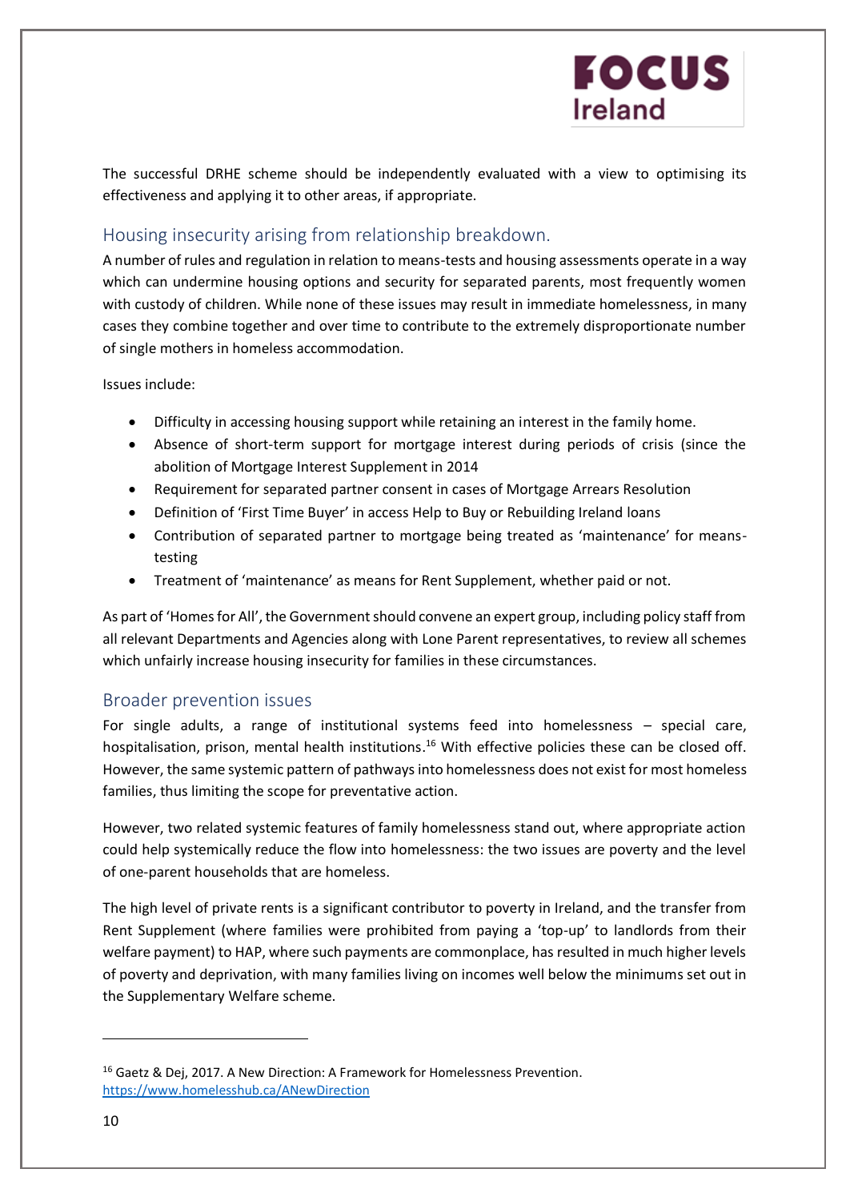The successful DRHE scheme should be independently evaluated with a view to optimising its effectiveness and applying it to other areas, if appropriate.

## Housing insecurity arising from relationship breakdown.

A number of rules and regulation in relation to means-tests and housing assessments operate in a way which can undermine housing options and security for separated parents, most frequently women with custody of children. While none of these issues may result in immediate homelessness, in many cases they combine together and over time to contribute to the extremely disproportionate number of single mothers in homeless accommodation.

Issues include:

- Difficulty in accessing housing support while retaining an interest in the family home.
- Absence of short-term support for mortgage interest during periods of crisis (since the abolition of Mortgage Interest Supplement in 2014
- Requirement for separated partner consent in cases of Mortgage Arrears Resolution
- Definition of 'First Time Buyer' in access Help to Buy or Rebuilding Ireland loans
- Contribution of separated partner to mortgage being treated as 'maintenance' for means-testing
- Treatment of 'maintenance' as means for Rent Supplement, whether paid or not.

As part of 'Homes for All', the Government should convene an expert group, including policy staff from all relevant Departments and Agencies along with Lone Parent representatives, to review all schemes which unfairly increase housing insecurity for families in these circumstances.

## Broader prevention issues

For single adults, a range of institutional systems feed into homelessness – special care, hospitalisation, prison, mental health institutions.[16] With effective policies these can be closed off. However, the same systemic pattern of pathways into homelessness does not exist for most homeless families, thus limiting the scope for preventative action.

However, two related systemic features of family homelessness stand out, where appropriate action could help systemically reduce the flow into homelessness: the two issues are poverty and the level of one-parent households that are homeless.

The high level of private rents is a significant contributor to poverty in Ireland, and the transfer from Rent Supplement (where families were prohibited from paying a 'top-up' to landlords from their welfare payment) to HAP, where such payments are commonplace, has resulted in much higher levels of poverty and deprivation, with many families living on incomes well below the minimums set out in the Supplementary Welfare scheme.

---

[16] Gaetz & Dej, 2017. A New Direction: A Framework for Homelessness Prevention. https://www.homelesshub.ca/ANewDirection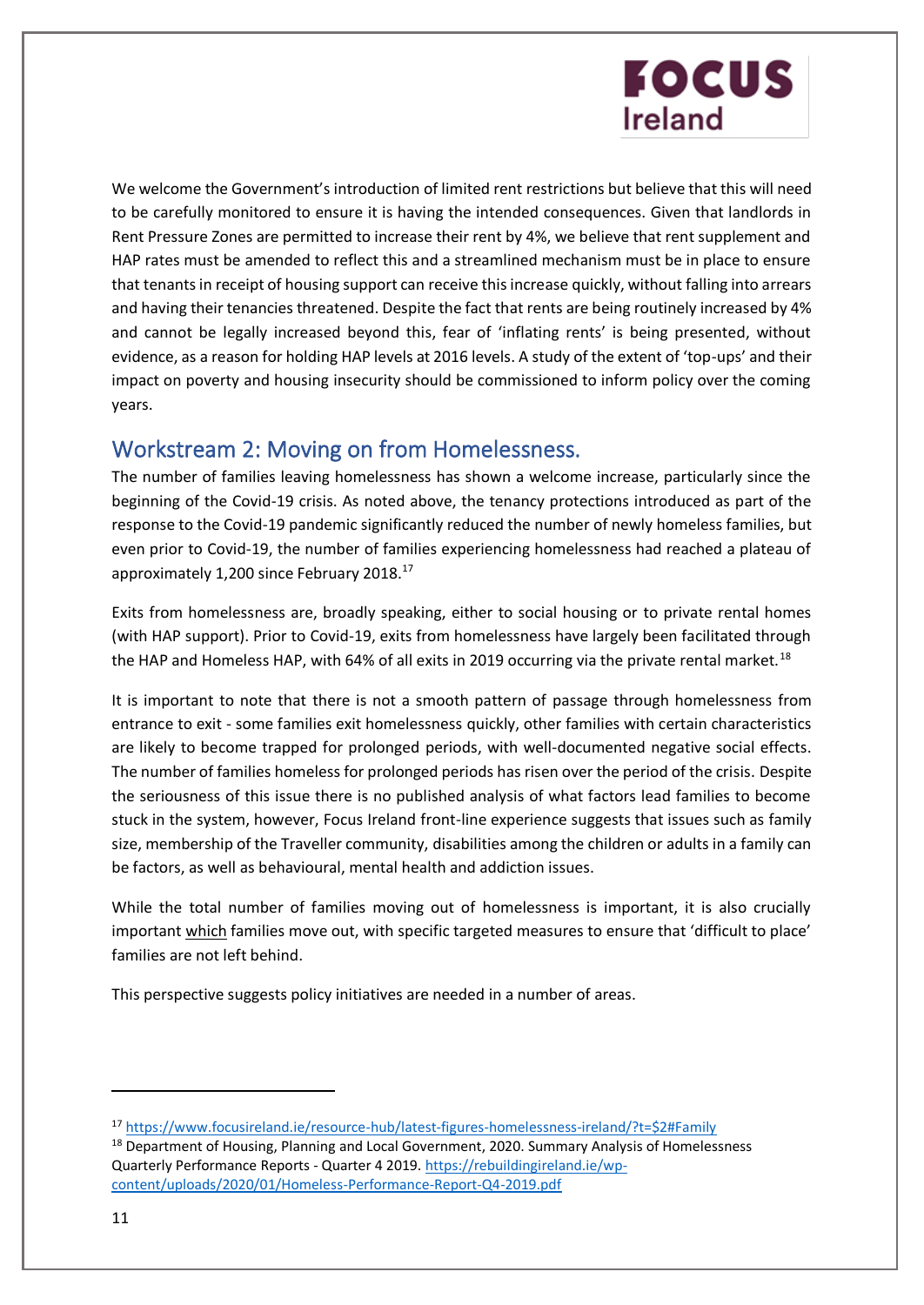We welcome the Government's introduction of limited rent restrictions but believe that this will need to be carefully monitored to ensure it is having the intended consequences. Given that landlords in Rent Pressure Zones are permitted to increase their rent by 4%, we believe that rent supplement and HAP rates must be amended to reflect this and a streamlined mechanism must be in place to ensure that tenants in receipt of housing support can receive this increase quickly, without falling into arrears and having their tenancies threatened. Despite the fact that rents are being routinely increased by 4% and cannot be legally increased beyond this, fear of 'inflating rents' is being presented, without evidence, as a reason for holding HAP levels at 2016 levels. A study of the extent of 'top-ups' and their impact on poverty and housing insecurity should be commissioned to inform policy over the coming years.

## Workstream 2: Moving on from Homelessness.

The number of families leaving homelessness has shown a welcome increase, particularly since the beginning of the Covid-19 crisis. As noted above, the tenancy protections introduced as part of the response to the Covid-19 pandemic significantly reduced the number of newly homeless families, but even prior to Covid-19, the number of families experiencing homelessness had reached a plateau of approximately 1,200 since February 2018.[17]

Exits from homelessness are, broadly speaking, either to social housing or to private rental homes (with HAP support). Prior to Covid-19, exits from homelessness have largely been facilitated through the HAP and Homeless HAP, with 64% of all exits in 2019 occurring via the private rental market.[18]

It is important to note that there is not a smooth pattern of passage through homelessness from entrance to exit - some families exit homelessness quickly, other families with certain characteristics are likely to become trapped for prolonged periods, with well-documented negative social effects. The number of families homeless for prolonged periods has risen over the period of the crisis. Despite the seriousness of this issue there is no published analysis of what factors lead families to become stuck in the system, however, Focus Ireland front-line experience suggests that issues such as family size, membership of the Traveller community, disabilities among the children or adults in a family can be factors, as well as behavioural, mental health and addiction issues.

While the total number of families moving out of homelessness is important, it is also crucially important <u>which</u> families move out, with specific targeted measures to ensure that 'difficult to place' families are not left behind.

This perspective suggests policy initiatives are needed in a number of areas.

---

[17] https://www.focusireland.ie/resource-hub/latest-figures-homelessness-ireland/?t=$2#Family

[18] Department of Housing, Planning and Local Government, 2020. Summary Analysis of Homelessness Quarterly Performance Reports - Quarter 4 2019. https://rebuildingireland.ie/wp-content/uploads/2020/01/Homeless-Performance-Report-Q4-2019.pdf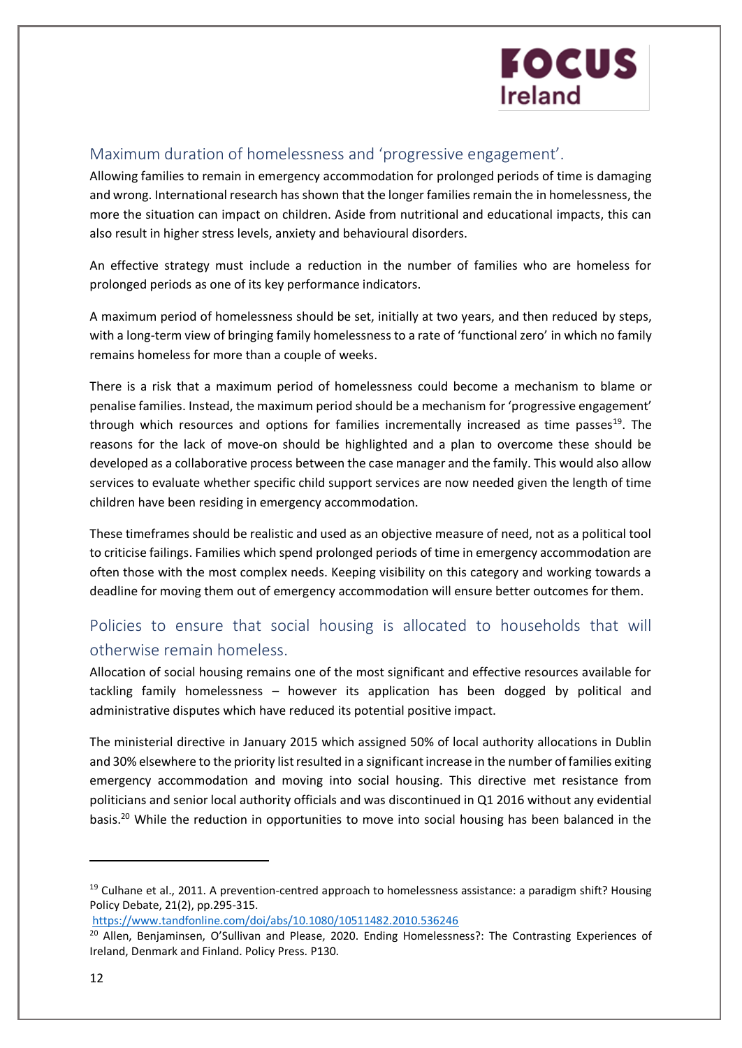## Maximum duration of homelessness and 'progressive engagement'.

Allowing families to remain in emergency accommodation for prolonged periods of time is damaging and wrong. International research has shown that the longer families remain the in homelessness, the more the situation can impact on children. Aside from nutritional and educational impacts, this can also result in higher stress levels, anxiety and behavioural disorders.

An effective strategy must include a reduction in the number of families who are homeless for prolonged periods as one of its key performance indicators.

A maximum period of homelessness should be set, initially at two years, and then reduced by steps, with a long-term view of bringing family homelessness to a rate of 'functional zero' in which no family remains homeless for more than a couple of weeks.

There is a risk that a maximum period of homelessness could become a mechanism to blame or penalise families. Instead, the maximum period should be a mechanism for 'progressive engagement' through which resources and options for families incrementally increased as time passes[19]. The reasons for the lack of move-on should be highlighted and a plan to overcome these should be developed as a collaborative process between the case manager and the family. This would also allow services to evaluate whether specific child support services are now needed given the length of time children have been residing in emergency accommodation.

These timeframes should be realistic and used as an objective measure of need, not as a political tool to criticise failings. Families which spend prolonged periods of time in emergency accommodation are often those with the most complex needs. Keeping visibility on this category and working towards a deadline for moving them out of emergency accommodation will ensure better outcomes for them.

## Policies to ensure that social housing is allocated to households that will otherwise remain homeless.

Allocation of social housing remains one of the most significant and effective resources available for tackling family homelessness – however its application has been dogged by political and administrative disputes which have reduced its potential positive impact.

The ministerial directive in January 2015 which assigned 50% of local authority allocations in Dublin and 30% elsewhere to the priority list resulted in a significant increase in the number of families exiting emergency accommodation and moving into social housing. This directive met resistance from politicians and senior local authority officials and was discontinued in Q1 2016 without any evidential basis.[20] While the reduction in opportunities to move into social housing has been balanced in the

---

[19] Culhane et al., 2011. A prevention-centred approach to homelessness assistance: a paradigm shift? Housing Policy Debate, 21(2), pp.295-315. https://www.tandfonline.com/doi/abs/10.1080/10511482.2010.536246

[20] Allen, Benjaminsen, O'Sullivan and Please, 2020. Ending Homelessness?: The Contrasting Experiences of Ireland, Denmark and Finland. Policy Press. P130.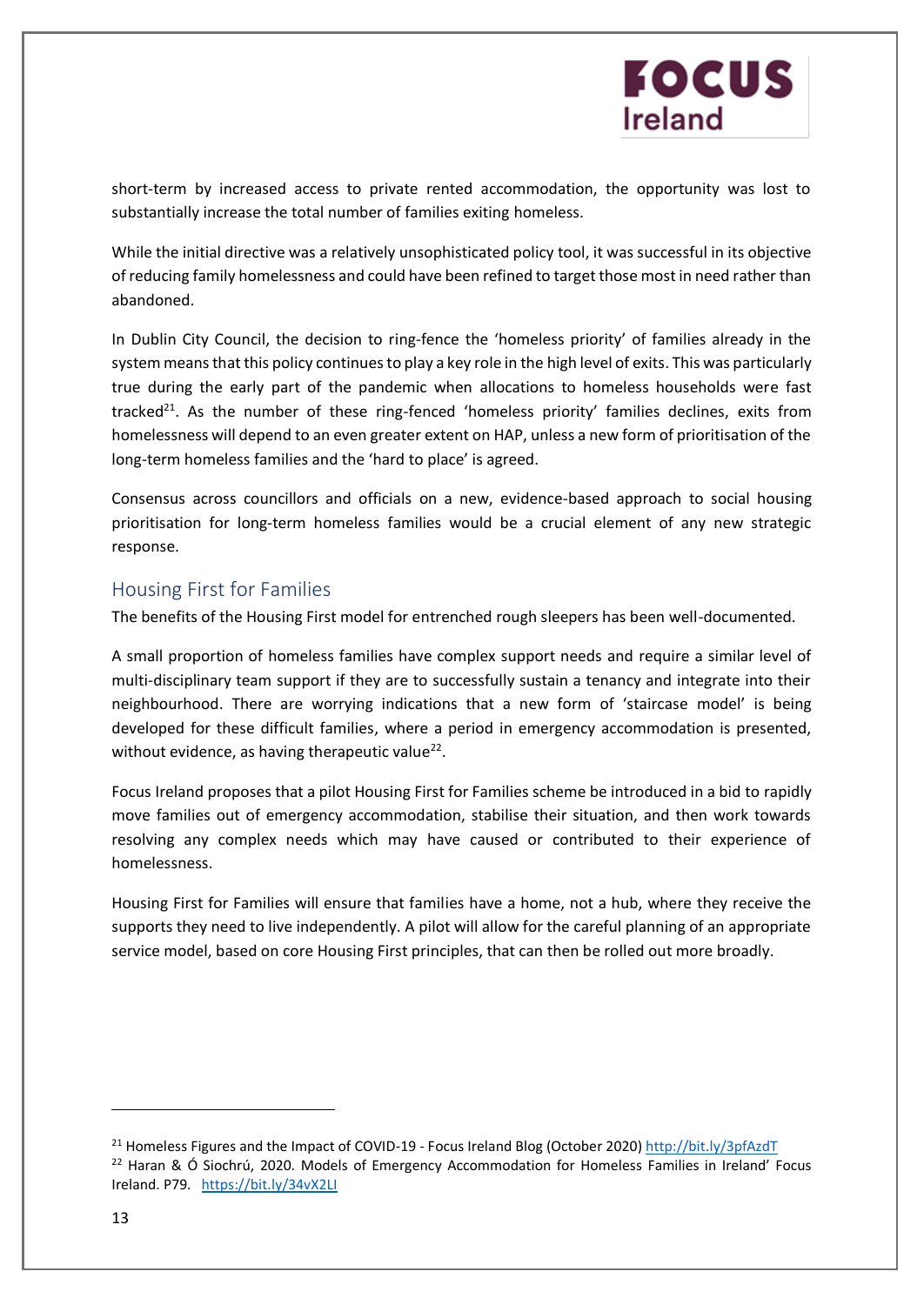short-term by increased access to private rented accommodation, the opportunity was lost to substantially increase the total number of families exiting homeless.

While the initial directive was a relatively unsophisticated policy tool, it was successful in its objective of reducing family homelessness and could have been refined to target those most in need rather than abandoned.

In Dublin City Council, the decision to ring-fence the 'homeless priority' of families already in the system means that this policy continues to play a key role in the high level of exits. This was particularly true during the early part of the pandemic when allocations to homeless households were fast tracked[21]. As the number of these ring-fenced 'homeless priority' families declines, exits from homelessness will depend to an even greater extent on HAP, unless a new form of prioritisation of the long-term homeless families and the 'hard to place' is agreed.

Consensus across councillors and officials on a new, evidence-based approach to social housing prioritisation for long-term homeless families would be a crucial element of any new strategic response.

## Housing First for Families

The benefits of the Housing First model for entrenched rough sleepers has been well-documented.

A small proportion of homeless families have complex support needs and require a similar level of multi-disciplinary team support if they are to successfully sustain a tenancy and integrate into their neighbourhood. There are worrying indications that a new form of 'staircase model' is being developed for these difficult families, where a period in emergency accommodation is presented, without evidence, as having therapeutic value[22].

Focus Ireland proposes that a pilot Housing First for Families scheme be introduced in a bid to rapidly move families out of emergency accommodation, stabilise their situation, and then work towards resolving any complex needs which may have caused or contributed to their experience of homelessness.

Housing First for Families will ensure that families have a home, not a hub, where they receive the supports they need to live independently. A pilot will allow for the careful planning of an appropriate service model, based on core Housing First principles, that can then be rolled out more broadly.

---

[21] Homeless Figures and the Impact of COVID-19 - Focus Ireland Blog (October 2020) http://bit.ly/3pfAzdT

[22] Haran & Ó Siochrú, 2020. Models of Emergency Accommodation for Homeless Families in Ireland' Focus Ireland. P79. https://bit.ly/34vX2LI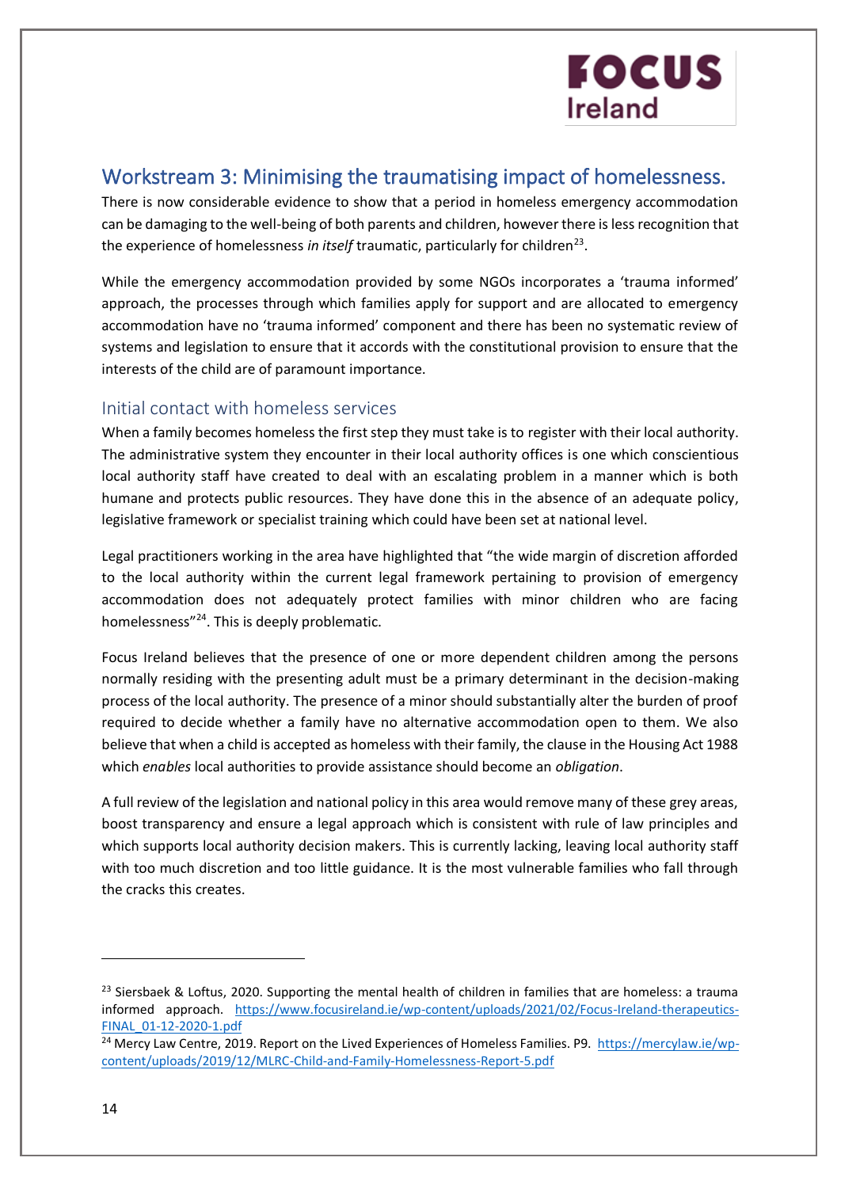## Workstream 3: Minimising the traumatising impact of homelessness.

There is now considerable evidence to show that a period in homeless emergency accommodation can be damaging to the well-being of both parents and children, however there is less recognition that the experience of homelessness *in itself* traumatic, particularly for children[23].

While the emergency accommodation provided by some NGOs incorporates a 'trauma informed' approach, the processes through which families apply for support and are allocated to emergency accommodation have no 'trauma informed' component and there has been no systematic review of systems and legislation to ensure that it accords with the constitutional provision to ensure that the interests of the child are of paramount importance.

### Initial contact with homeless services

When a family becomes homeless the first step they must take is to register with their local authority. The administrative system they encounter in their local authority offices is one which conscientious local authority staff have created to deal with an escalating problem in a manner which is both humane and protects public resources. They have done this in the absence of an adequate policy, legislative framework or specialist training which could have been set at national level.

Legal practitioners working in the area have highlighted that "the wide margin of discretion afforded to the local authority within the current legal framework pertaining to provision of emergency accommodation does not adequately protect families with minor children who are facing homelessness"[24]. This is deeply problematic.

Focus Ireland believes that the presence of one or more dependent children among the persons normally residing with the presenting adult must be a primary determinant in the decision-making process of the local authority. The presence of a minor should substantially alter the burden of proof required to decide whether a family have no alternative accommodation open to them. We also believe that when a child is accepted as homeless with their family, the clause in the Housing Act 1988 which *enables* local authorities to provide assistance should become an *obligation*.

A full review of the legislation and national policy in this area would remove many of these grey areas, boost transparency and ensure a legal approach which is consistent with rule of law principles and which supports local authority decision makers. This is currently lacking, leaving local authority staff with too much discretion and too little guidance. It is the most vulnerable families who fall through the cracks this creates.

---

[23] Siersbaek & Loftus, 2020. Supporting the mental health of children in families that are homeless: a trauma informed approach. https://www.focusireland.ie/wp-content/uploads/2021/02/Focus-Ireland-therapeutics-FINAL_01-12-2020-1.pdf

[24] Mercy Law Centre, 2019. Report on the Lived Experiences of Homeless Families. P9. https://mercylaw.ie/wp-content/uploads/2019/12/MLRC-Child-and-Family-Homelessness-Report-5.pdf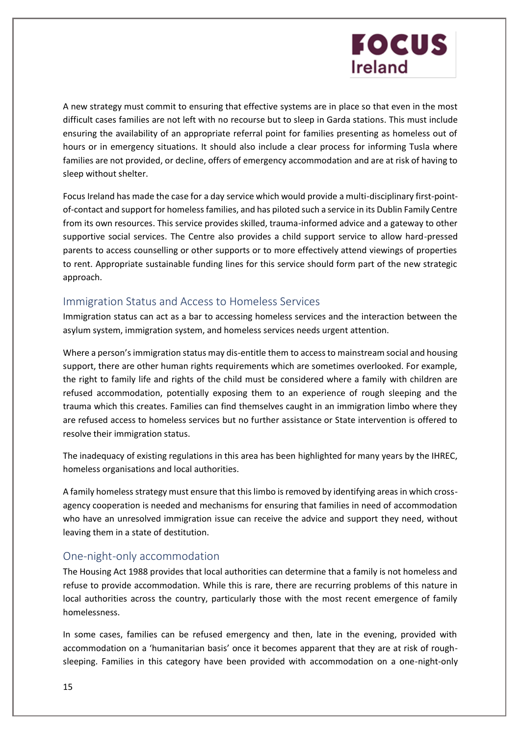A new strategy must commit to ensuring that effective systems are in place so that even in the most difficult cases families are not left with no recourse but to sleep in Garda stations. This must include ensuring the availability of an appropriate referral point for families presenting as homeless out of hours or in emergency situations. It should also include a clear process for informing Tusla where families are not provided, or decline, offers of emergency accommodation and are at risk of having to sleep without shelter.

Focus Ireland has made the case for a day service which would provide a multi-disciplinary first-point-of-contact and support for homeless families, and has piloted such a service in its Dublin Family Centre from its own resources. This service provides skilled, trauma-informed advice and a gateway to other supportive social services. The Centre also provides a child support service to allow hard-pressed parents to access counselling or other supports or to more effectively attend viewings of properties to rent. Appropriate sustainable funding lines for this service should form part of the new strategic approach.

## Immigration Status and Access to Homeless Services

Immigration status can act as a bar to accessing homeless services and the interaction between the asylum system, immigration system, and homeless services needs urgent attention.

Where a person's immigration status may dis-entitle them to access to mainstream social and housing support, there are other human rights requirements which are sometimes overlooked. For example, the right to family life and rights of the child must be considered where a family with children are refused accommodation, potentially exposing them to an experience of rough sleeping and the trauma which this creates. Families can find themselves caught in an immigration limbo where they are refused access to homeless services but no further assistance or State intervention is offered to resolve their immigration status.

The inadequacy of existing regulations in this area has been highlighted for many years by the IHREC, homeless organisations and local authorities.

A family homeless strategy must ensure that this limbo is removed by identifying areas in which cross-agency cooperation is needed and mechanisms for ensuring that families in need of accommodation who have an unresolved immigration issue can receive the advice and support they need, without leaving them in a state of destitution.

## One-night-only accommodation

The Housing Act 1988 provides that local authorities can determine that a family is not homeless and refuse to provide accommodation. While this is rare, there are recurring problems of this nature in local authorities across the country, particularly those with the most recent emergence of family homelessness.

In some cases, families can be refused emergency and then, late in the evening, provided with accommodation on a 'humanitarian basis' once it becomes apparent that they are at risk of rough-sleeping. Families in this category have been provided with accommodation on a one-night-only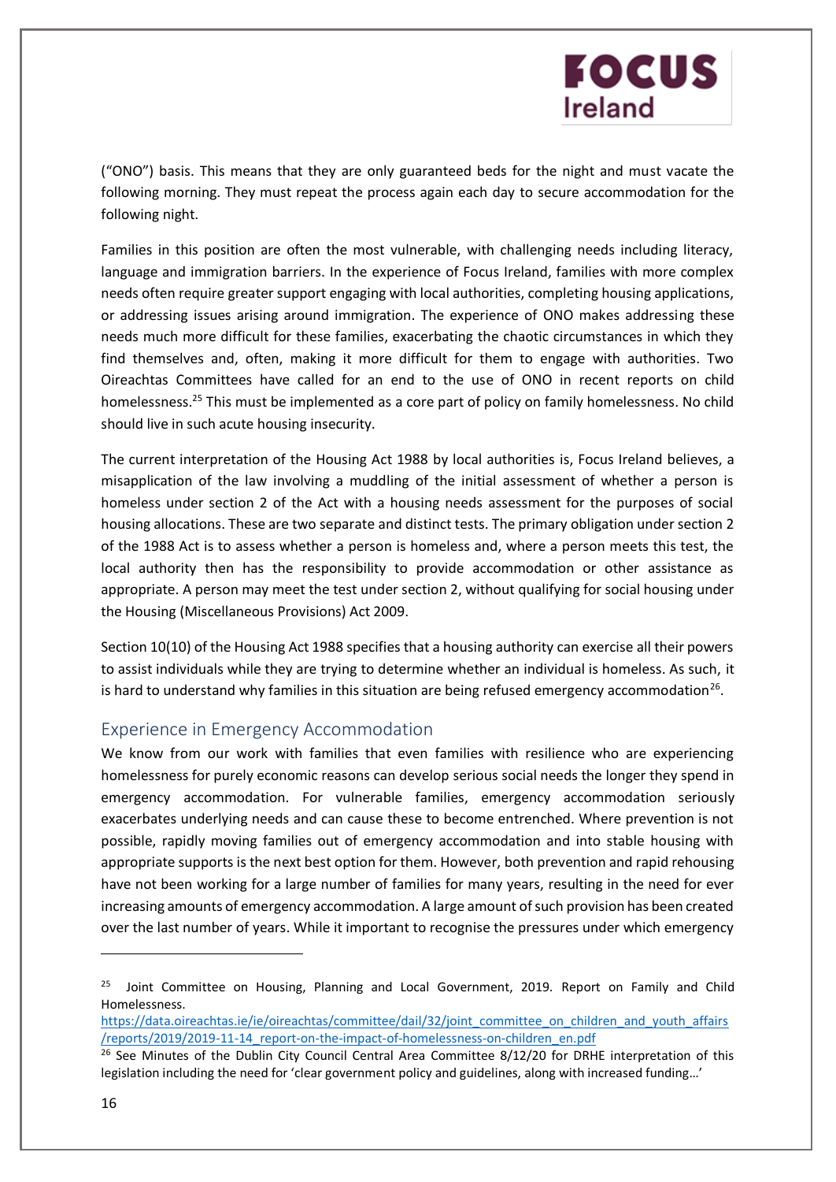("ONO") basis. This means that they are only guaranteed beds for the night and must vacate the following morning. They must repeat the process again each day to secure accommodation for the following night.

Families in this position are often the most vulnerable, with challenging needs including literacy, language and immigration barriers. In the experience of Focus Ireland, families with more complex needs often require greater support engaging with local authorities, completing housing applications, or addressing issues arising around immigration. The experience of ONO makes addressing these needs much more difficult for these families, exacerbating the chaotic circumstances in which they find themselves and, often, making it more difficult for them to engage with authorities. Two Oireachtas Committees have called for an end to the use of ONO in recent reports on child homelessness.[25] This must be implemented as a core part of policy on family homelessness. No child should live in such acute housing insecurity.

The current interpretation of the Housing Act 1988 by local authorities is, Focus Ireland believes, a misapplication of the law involving a muddling of the initial assessment of whether a person is homeless under section 2 of the Act with a housing needs assessment for the purposes of social housing allocations. These are two separate and distinct tests. The primary obligation under section 2 of the 1988 Act is to assess whether a person is homeless and, where a person meets this test, the local authority then has the responsibility to provide accommodation or other assistance as appropriate. A person may meet the test under section 2, without qualifying for social housing under the Housing (Miscellaneous Provisions) Act 2009.

Section 10(10) of the Housing Act 1988 specifies that a housing authority can exercise all their powers to assist individuals while they are trying to determine whether an individual is homeless. As such, it is hard to understand why families in this situation are being refused emergency accommodation[26].

## Experience in Emergency Accommodation

We know from our work with families that even families with resilience who are experiencing homelessness for purely economic reasons can develop serious social needs the longer they spend in emergency accommodation. For vulnerable families, emergency accommodation seriously exacerbates underlying needs and can cause these to become entrenched. Where prevention is not possible, rapidly moving families out of emergency accommodation and into stable housing with appropriate supports is the next best option for them. However, both prevention and rapid rehousing have not been working for a large number of families for many years, resulting in the need for ever increasing amounts of emergency accommodation. A large amount of such provision has been created over the last number of years. While it important to recognise the pressures under which emergency

---

[25] Joint Committee on Housing, Planning and Local Government, 2019. Report on Family and Child Homelessness. https://data.oireachtas.ie/ie/oireachtas/committee/dail/32/joint_committee_on_children_and_youth_affairs/reports/2019/2019-11-14_report-on-the-impact-of-homelessness-on-children_en.pdf

[26] See Minutes of the Dublin City Council Central Area Committee 8/12/20 for DRHE interpretation of this legislation including the need for 'clear government policy and guidelines, along with increased funding…'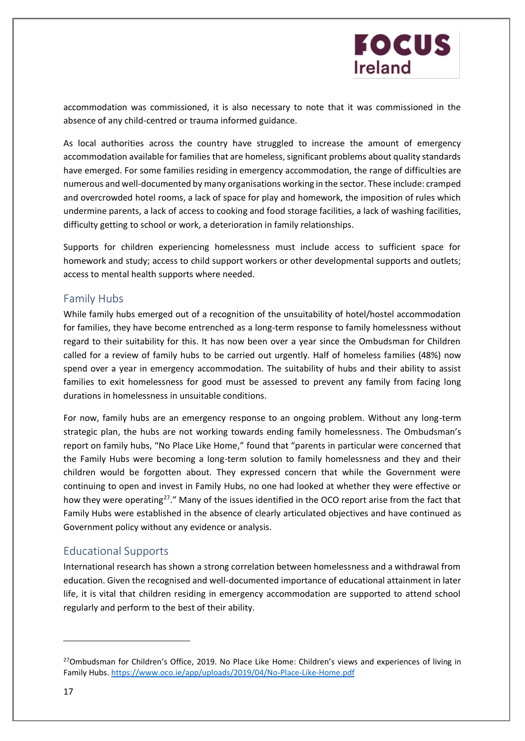accommodation was commissioned, it is also necessary to note that it was commissioned in the absence of any child-centred or trauma informed guidance.

As local authorities across the country have struggled to increase the amount of emergency accommodation available for families that are homeless, significant problems about quality standards have emerged. For some families residing in emergency accommodation, the range of difficulties are numerous and well-documented by many organisations working in the sector. These include: cramped and overcrowded hotel rooms, a lack of space for play and homework, the imposition of rules which undermine parents, a lack of access to cooking and food storage facilities, a lack of washing facilities, difficulty getting to school or work, a deterioration in family relationships.

Supports for children experiencing homelessness must include access to sufficient space for homework and study; access to child support workers or other developmental supports and outlets; access to mental health supports where needed.

## Family Hubs

While family hubs emerged out of a recognition of the unsuitability of hotel/hostel accommodation for families, they have become entrenched as a long-term response to family homelessness without regard to their suitability for this. It has now been over a year since the Ombudsman for Children called for a review of family hubs to be carried out urgently. Half of homeless families (48%) now spend over a year in emergency accommodation. The suitability of hubs and their ability to assist families to exit homelessness for good must be assessed to prevent any family from facing long durations in homelessness in unsuitable conditions.

For now, family hubs are an emergency response to an ongoing problem. Without any long-term strategic plan, the hubs are not working towards ending family homelessness. The Ombudsman's report on family hubs, "No Place Like Home," found that "parents in particular were concerned that the Family Hubs were becoming a long-term solution to family homelessness and they and their children would be forgotten about. They expressed concern that while the Government were continuing to open and invest in Family Hubs, no one had looked at whether they were effective or how they were operating[27]." Many of the issues identified in the OCO report arise from the fact that Family Hubs were established in the absence of clearly articulated objectives and have continued as Government policy without any evidence or analysis.

## Educational Supports

International research has shown a strong correlation between homelessness and a withdrawal from education. Given the recognised and well-documented importance of educational attainment in later life, it is vital that children residing in emergency accommodation are supported to attend school regularly and perform to the best of their ability.

---

[27] Ombudsman for Children's Office, 2019. No Place Like Home: Children's views and experiences of living in Family Hubs. https://www.oco.ie/app/uploads/2019/04/No-Place-Like-Home.pdf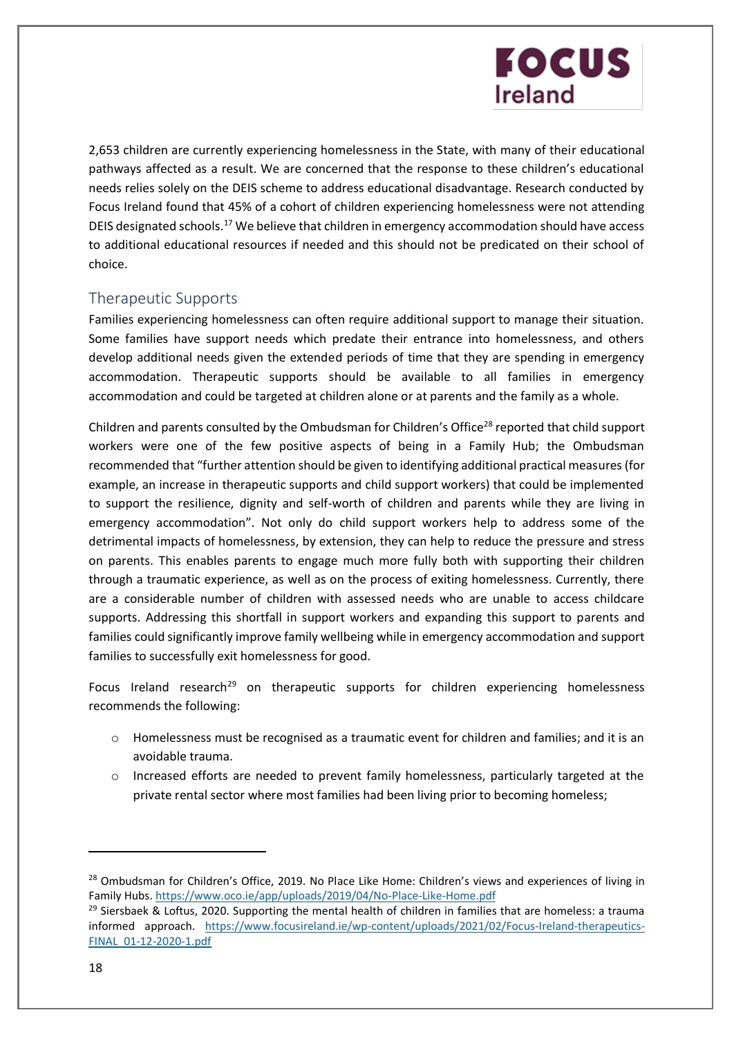2,653 children are currently experiencing homelessness in the State, with many of their educational pathways affected as a result. We are concerned that the response to these children's educational needs relies solely on the DEIS scheme to address educational disadvantage. Research conducted by Focus Ireland found that 45% of a cohort of children experiencing homelessness were not attending DEIS designated schools.[17] We believe that children in emergency accommodation should have access to additional educational resources if needed and this should not be predicated on their school of choice.

## Therapeutic Supports

Families experiencing homelessness can often require additional support to manage their situation. Some families have support needs which predate their entrance into homelessness, and others develop additional needs given the extended periods of time that they are spending in emergency accommodation. Therapeutic supports should be available to all families in emergency accommodation and could be targeted at children alone or at parents and the family as a whole.

Children and parents consulted by the Ombudsman for Children's Office[28] reported that child support workers were one of the few positive aspects of being in a Family Hub; the Ombudsman recommended that "further attention should be given to identifying additional practical measures (for example, an increase in therapeutic supports and child support workers) that could be implemented to support the resilience, dignity and self-worth of children and parents while they are living in emergency accommodation". Not only do child support workers help to address some of the detrimental impacts of homelessness, by extension, they can help to reduce the pressure and stress on parents. This enables parents to engage much more fully both with supporting their children through a traumatic experience, as well as on the process of exiting homelessness. Currently, there are a considerable number of children with assessed needs who are unable to access childcare supports. Addressing this shortfall in support workers and expanding this support to parents and families could significantly improve family wellbeing while in emergency accommodation and support families to successfully exit homelessness for good.

Focus Ireland research[29] on therapeutic supports for children experiencing homelessness recommends the following:

- Homelessness must be recognised as a traumatic event for children and families; and it is an avoidable trauma.
- Increased efforts are needed to prevent family homelessness, particularly targeted at the private rental sector where most families had been living prior to becoming homeless;

---

[28] Ombudsman for Children's Office, 2019. No Place Like Home: Children's views and experiences of living in Family Hubs. https://www.oco.ie/app/uploads/2019/04/No-Place-Like-Home.pdf

[29] Siersbaek & Loftus, 2020. Supporting the mental health of children in families that are homeless: a trauma informed approach. https://www.focusireland.ie/wp-content/uploads/2021/02/Focus-Ireland-therapeutics-FINAL_01-12-2020-1.pdf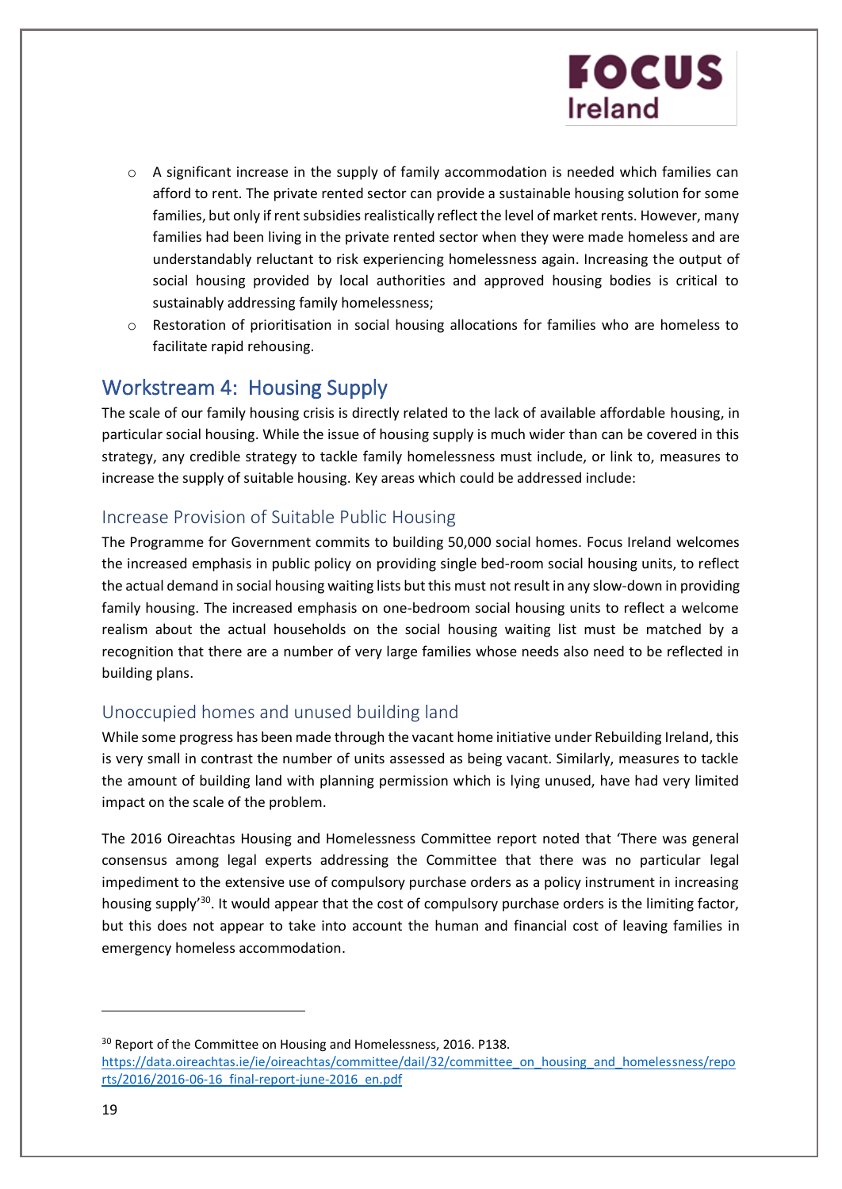- A significant increase in the supply of family accommodation is needed which families can afford to rent. The private rented sector can provide a sustainable housing solution for some families, but only if rent subsidies realistically reflect the level of market rents. However, many families had been living in the private rented sector when they were made homeless and are understandably reluctant to risk experiencing homelessness again. Increasing the output of social housing provided by local authorities and approved housing bodies is critical to sustainably addressing family homelessness;
- Restoration of prioritisation in social housing allocations for families who are homeless to facilitate rapid rehousing.

## Workstream 4: Housing Supply

The scale of our family housing crisis is directly related to the lack of available affordable housing, in particular social housing. While the issue of housing supply is much wider than can be covered in this strategy, any credible strategy to tackle family homelessness must include, or link to, measures to increase the supply of suitable housing. Key areas which could be addressed include:

### Increase Provision of Suitable Public Housing

The Programme for Government commits to building 50,000 social homes. Focus Ireland welcomes the increased emphasis in public policy on providing single bed-room social housing units, to reflect the actual demand in social housing waiting lists but this must not result in any slow-down in providing family housing. The increased emphasis on one-bedroom social housing units to reflect a welcome realism about the actual households on the social housing waiting list must be matched by a recognition that there are a number of very large families whose needs also need to be reflected in building plans.

### Unoccupied homes and unused building land

While some progress has been made through the vacant home initiative under Rebuilding Ireland, this is very small in contrast the number of units assessed as being vacant. Similarly, measures to tackle the amount of building land with planning permission which is lying unused, have had very limited impact on the scale of the problem.

The 2016 Oireachtas Housing and Homelessness Committee report noted that 'There was general consensus among legal experts addressing the Committee that there was no particular legal impediment to the extensive use of compulsory purchase orders as a policy instrument in increasing housing supply'[30]. It would appear that the cost of compulsory purchase orders is the limiting factor, but this does not appear to take into account the human and financial cost of leaving families in emergency homeless accommodation.

---

[30] Report of the Committee on Housing and Homelessness, 2016. P138. https://data.oireachtas.ie/ie/oireachtas/committee/dail/32/committee_on_housing_and_homelessness/reports/2016/2016-06-16_final-report-june-2016_en.pdf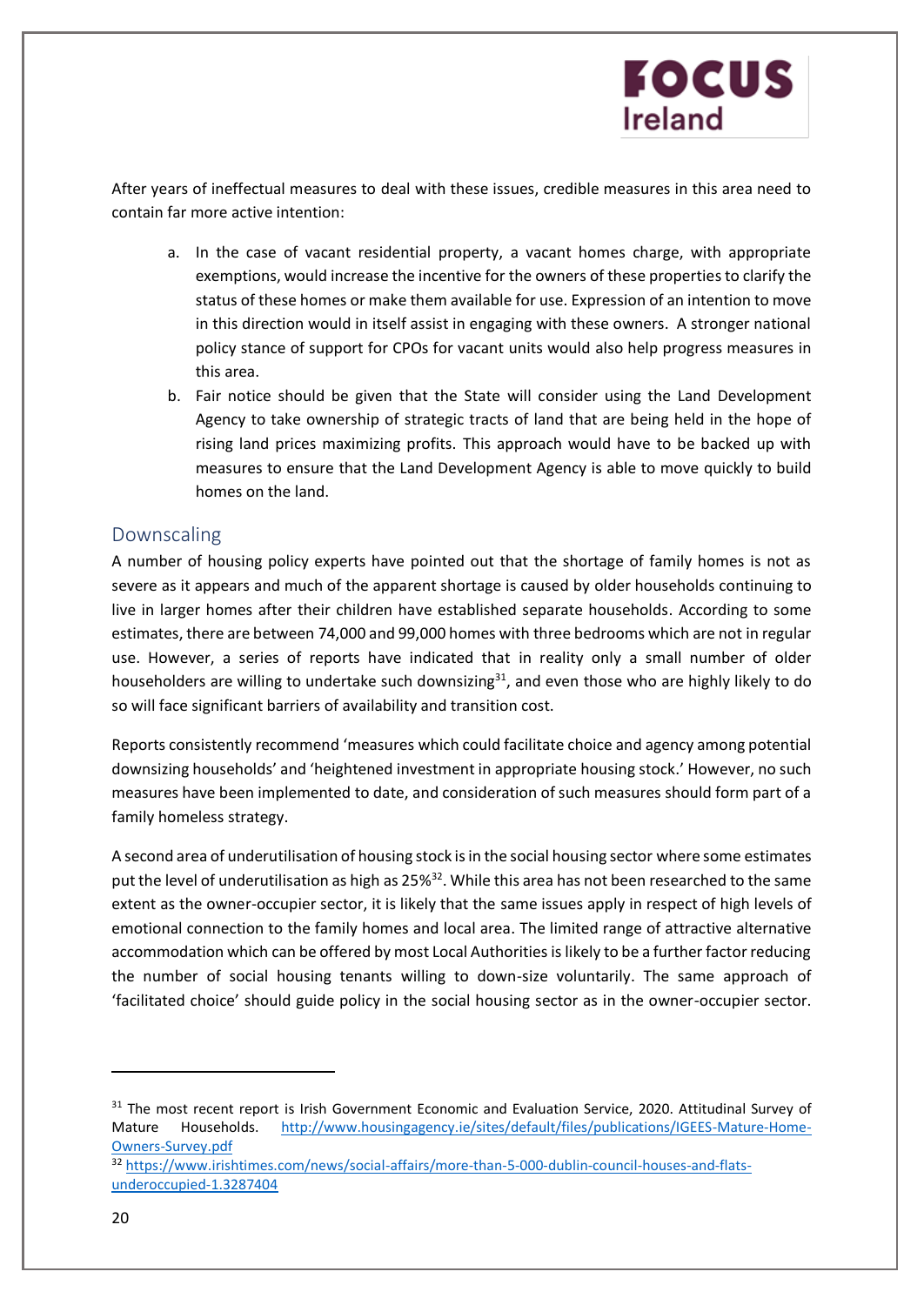After years of ineffectual measures to deal with these issues, credible measures in this area need to contain far more active intention:

a. In the case of vacant residential property, a vacant homes charge, with appropriate exemptions, would increase the incentive for the owners of these properties to clarify the status of these homes or make them available for use. Expression of an intention to move in this direction would in itself assist in engaging with these owners. A stronger national policy stance of support for CPOs for vacant units would also help progress measures in this area.
b. Fair notice should be given that the State will consider using the Land Development Agency to take ownership of strategic tracts of land that are being held in the hope of rising land prices maximizing profits. This approach would have to be backed up with measures to ensure that the Land Development Agency is able to move quickly to build homes on the land.

## Downscaling

A number of housing policy experts have pointed out that the shortage of family homes is not as severe as it appears and much of the apparent shortage is caused by older households continuing to live in larger homes after their children have established separate households. According to some estimates, there are between 74,000 and 99,000 homes with three bedrooms which are not in regular use. However, a series of reports have indicated that in reality only a small number of older householders are willing to undertake such downsizing[31], and even those who are highly likely to do so will face significant barriers of availability and transition cost.

Reports consistently recommend 'measures which could facilitate choice and agency among potential downsizing households' and 'heightened investment in appropriate housing stock.' However, no such measures have been implemented to date, and consideration of such measures should form part of a family homeless strategy.

A second area of underutilisation of housing stock is in the social housing sector where some estimates put the level of underutilisation as high as 25%[32]. While this area has not been researched to the same extent as the owner-occupier sector, it is likely that the same issues apply in respect of high levels of emotional connection to the family homes and local area. The limited range of attractive alternative accommodation which can be offered by most Local Authorities is likely to be a further factor reducing the number of social housing tenants willing to down-size voluntarily. The same approach of 'facilitated choice' should guide policy in the social housing sector as in the owner-occupier sector.

---

[31] The most recent report is Irish Government Economic and Evaluation Service, 2020. Attitudinal Survey of Mature Households. http://www.housingagency.ie/sites/default/files/publications/IGEES-Mature-Home-Owners-Survey.pdf

[32] https://www.irishtimes.com/news/social-affairs/more-than-5-000-dublin-council-houses-and-flats-underoccupied-1.3287404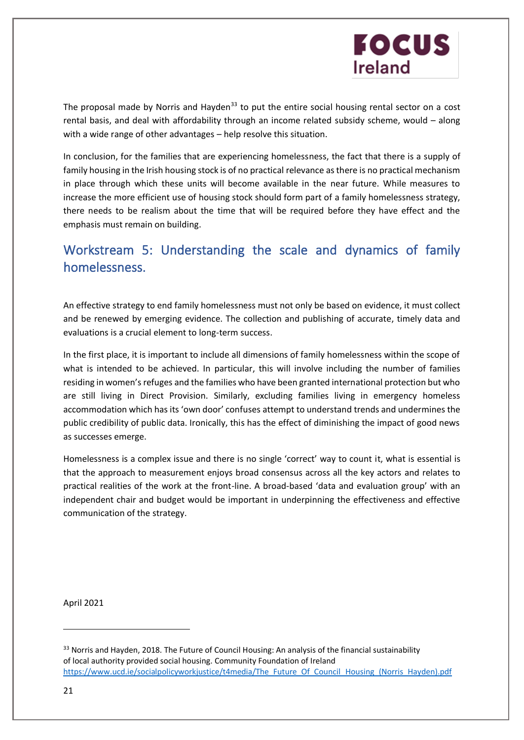The proposal made by Norris and Hayden[33] to put the entire social housing rental sector on a cost rental basis, and deal with affordability through an income related subsidy scheme, would – along with a wide range of other advantages – help resolve this situation.

In conclusion, for the families that are experiencing homelessness, the fact that there is a supply of family housing in the Irish housing stock is of no practical relevance as there is no practical mechanism in place through which these units will become available in the near future. While measures to increase the more efficient use of housing stock should form part of a family homelessness strategy, there needs to be realism about the time that will be required before they have effect and the emphasis must remain on building.

## Workstream 5: Understanding the scale and dynamics of family homelessness.

An effective strategy to end family homelessness must not only be based on evidence, it must collect and be renewed by emerging evidence. The collection and publishing of accurate, timely data and evaluations is a crucial element to long-term success.

In the first place, it is important to include all dimensions of family homelessness within the scope of what is intended to be achieved. In particular, this will involve including the number of families residing in women's refuges and the families who have been granted international protection but who are still living in Direct Provision. Similarly, excluding families living in emergency homeless accommodation which has its 'own door' confuses attempt to understand trends and undermines the public credibility of public data. Ironically, this has the effect of diminishing the impact of good news as successes emerge.

Homelessness is a complex issue and there is no single 'correct' way to count it, what is essential is that the approach to measurement enjoys broad consensus across all the key actors and relates to practical realities of the work at the front-line. A broad-based 'data and evaluation group' with an independent chair and budget would be important in underpinning the effectiveness and effective communication of the strategy.

April 2021

---

[33] Norris and Hayden, 2018. The Future of Council Housing: An analysis of the financial sustainability of local authority provided social housing. Community Foundation of Ireland https://www.ucd.ie/socialpolicyworkjustice/t4media/The_Future_Of_Council_Housing_(Norris_Hayden).pdf